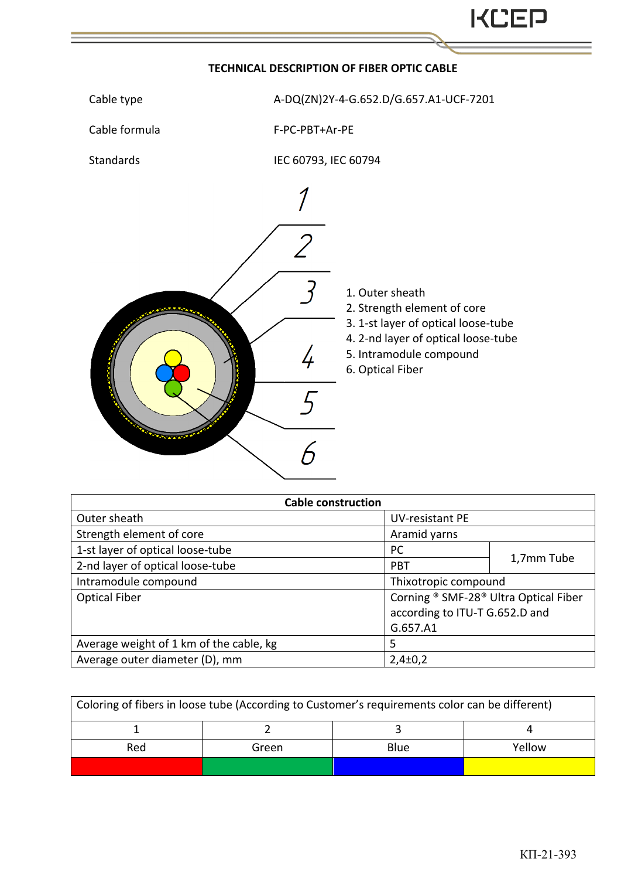## TECHNICAL DESCRIPTION OF FIBER OPTIC CABLE

Cable type A-DQ(ZN)2Y-4-G.652.D/G.657.A1-UCF-7201

Cable formula F-PC-PBT+Ar-PE

Standards IEC 60793, IEC 60794

1. Outer sheath
2. Strength element of core
3. 1-st layer of optical loose-tube
4. 2-nd layer of optical loose-tube
5. Intramodule compound
6. Optical Fiber

| Cable construction | | |
|---|---|---|
| Outer sheath | UV-resistant PE | |
| Strength element of core | Aramid yarns | |
| 1-st layer of optical loose-tube | PC | 1,7mm Tube |
| 2-nd layer of optical loose-tube | PBT | |
| Intramodule compound | Thixotropic compound | |
| Optical Fiber | Corning ® SMF-28® Ultra Optical Fiber according to ITU-T G.652.D and G.657.A1 | |
| Average weight of 1 km of the cable, kg | 5 | |
| Average outer diameter (D), mm | 2,4±0,2 | |

| Coloring of fibers in loose tube (According to Customer's requirements color can be different) | | | |
|---|---|---|---|
| 1 | 2 | 3 | 4 |
| Red | Green | Blue | Yellow |

КП-21-393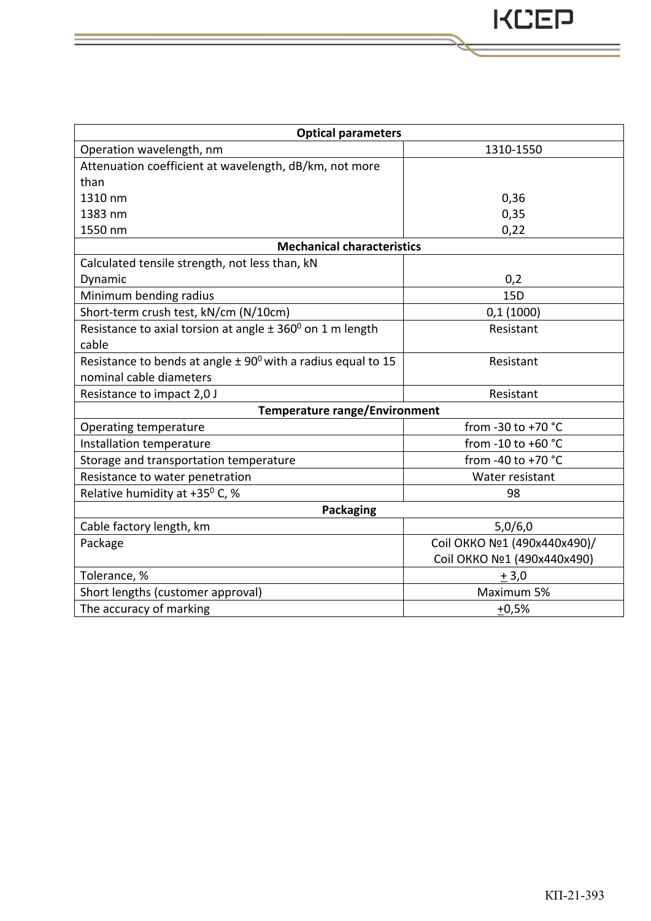| Optical parameters | |
|---|---|
| Operation wavelength, nm | 1310-1550 |
| Attenuation coefficient at wavelength, dB/km, not more than<br>1310 nm<br>1383 nm<br>1550 nm | <br><br>0,36<br>0,35<br>0,22 |
| **Mechanical characteristics** | |
| Calculated tensile strength, not less than, kN<br>Dynamic | <br>0,2 |
| Minimum bending radius | 15D |
| Short-term crush test, kN/cm (N/10cm) | 0,1 (1000) |
| Resistance to axial torsion at angle ± 360$^0$ on 1 m length cable | Resistant |
| Resistance to bends at angle ± 90$^0$ with a radius equal to 15 nominal cable diameters | Resistant |
| Resistance to impact 2,0 J | Resistant |
| **Temperature range/Environment** | |
| Operating temperature | from -30 to +70 °C |
| Installation temperature | from -10 to +60 °C |
| Storage and transportation temperature | from -40 to +70 °C |
| Resistance to water penetration | Water resistant |
| Relative humidity at +35$^0$ C, % | 98 |
| **Packaging** | |
| Cable factory length, km | 5,0/6,0 |
| Package | Coil ОККО №1 (490x440x490)/<br>Coil ОККО №1 (490x440x490) |
| Tolerance, % | ± 3,0 |
| Short lengths (customer approval) | Maximum 5% |
| The accuracy of marking | ±0,5% |

КП-21-393